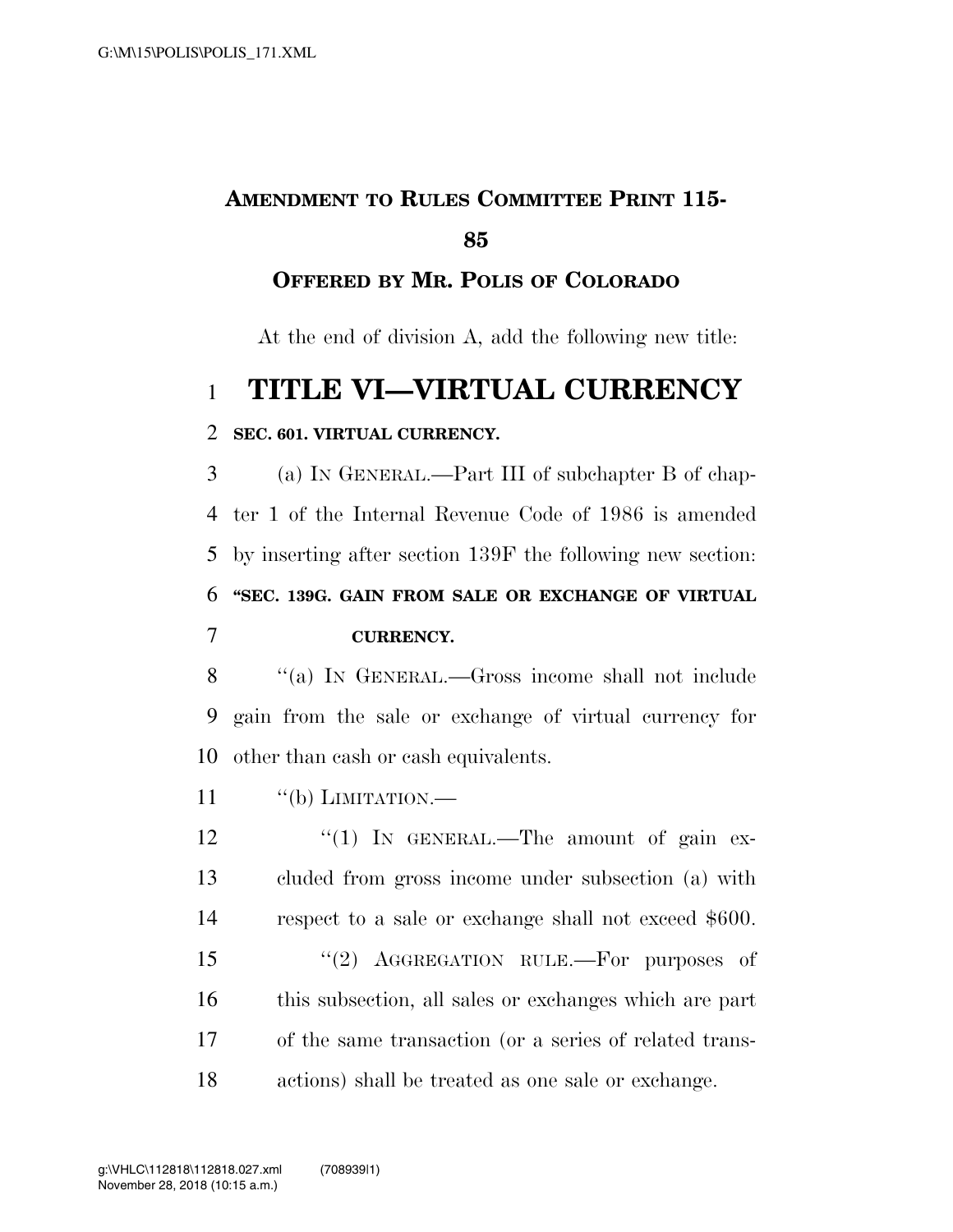**AMENDMENT TO RULES COMMITTEE PRINT 115-85**

**OFFERED BY MR. POLIS OF COLORADO**

At the end of division A, add the following new title:

# TITLE VI—VIRTUAL CURRENCY

**SEC. 601. VIRTUAL CURRENCY.**

(a) IN GENERAL.—Part III of subchapter B of chapter 1 of the Internal Revenue Code of 1986 is amended by inserting after section 139F the following new section:

**"SEC. 139G. GAIN FROM SALE OR EXCHANGE OF VIRTUAL CURRENCY.**

"(a) IN GENERAL.—Gross income shall not include gain from the sale or exchange of virtual currency for other than cash or cash equivalents.

"(b) LIMITATION.—

"(1) IN GENERAL.—The amount of gain excluded from gross income under subsection (a) with respect to a sale or exchange shall not exceed $600.

"(2) AGGREGATION RULE.—For purposes of this subsection, all sales or exchanges which are part of the same transaction (or a series of related transactions) shall be treated as one sale or exchange.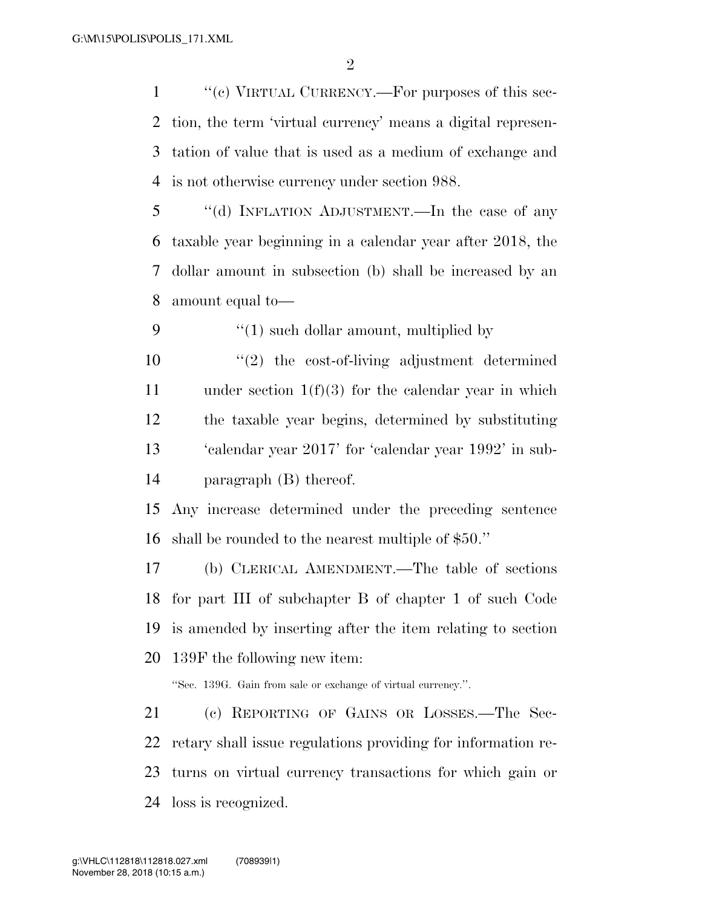"(c) VIRTUAL CURRENCY.—For purposes of this section, the term 'virtual currency' means a digital representation of value that is used as a medium of exchange and is not otherwise currency under section 988.

"(d) INFLATION ADJUSTMENT.—In the case of any taxable year beginning in a calendar year after 2018, the dollar amount in subsection (b) shall be increased by an amount equal to—

"(1) such dollar amount, multiplied by

"(2) the cost-of-living adjustment determined under section 1(f)(3) for the calendar year in which the taxable year begins, determined by substituting 'calendar year 2017' for 'calendar year 1992' in subparagraph (B) thereof.

Any increase determined under the preceding sentence shall be rounded to the nearest multiple of $50."

(b) CLERICAL AMENDMENT.—The table of sections for part III of subchapter B of chapter 1 of such Code is amended by inserting after the item relating to section 139F the following new item:

"Sec. 139G. Gain from sale or exchange of virtual currency.".

(c) REPORTING OF GAINS OR LOSSES.—The Secretary shall issue regulations providing for information returns on virtual currency transactions for which gain or loss is recognized.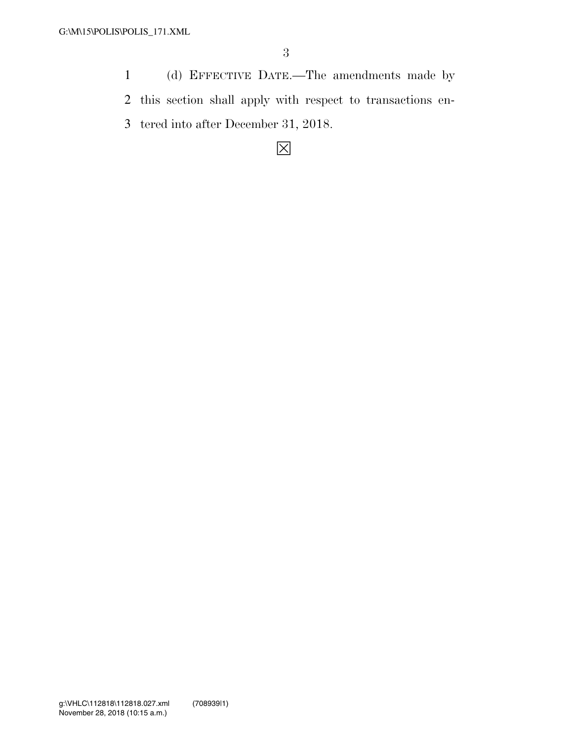(d) EFFECTIVE DATE.—The amendments made by this section shall apply with respect to transactions entered into after December 31, 2018.